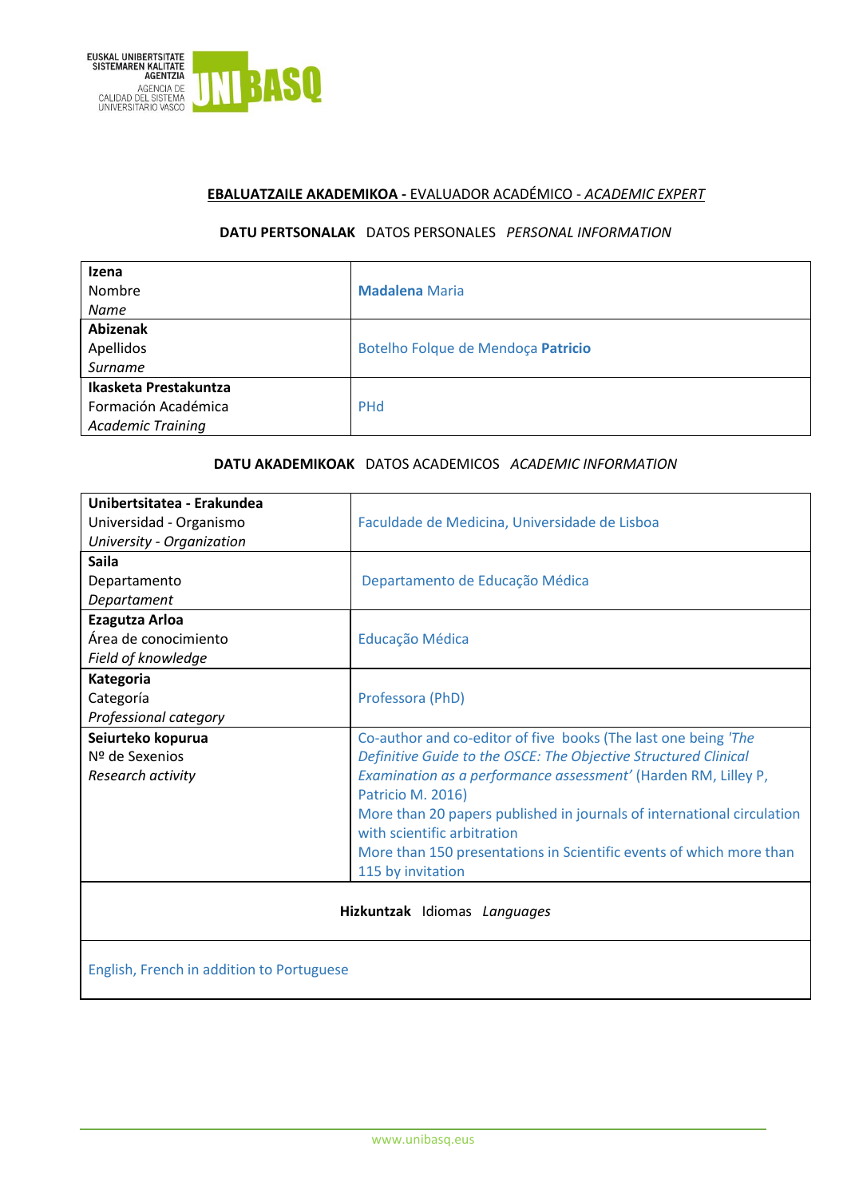EUSKAL UNIBERTSITATE SISTEMAREN KALITATE AGENTZIA
AGENCIA DE CALIDAD DEL SISTEMA UNIVERSITARIO VASCO
UNIBASQ

## **EBALUATZAILE AKADEMIKOA -** EVALUADOR ACADÉMICO - *ACADEMIC EXPERT*

### **DATU PERTSONALAK** DATOS PERSONALES *PERSONAL INFORMATION*

| | |
|---|---|
| **Izena**<br>Nombre<br>*Name* | **Madalena** Maria |
| **Abizenak**<br>Apellidos<br>*Surname* | Botelho Folque de Mendoça **Patricio** |
| **Ikasketa Prestakuntza**<br>Formación Académica<br>*Academic Training* | PHd |

### **DATU AKADEMIKOAK** DATOS ACADEMICOS *ACADEMIC INFORMATION*

| | |
|---|---|
| **Unibertsitatea - Erakundea**<br>Universidad - Organismo<br>*University - Organization* | Faculdade de Medicina, Universidade de Lisboa |
| **Saila**<br>Departamento<br>*Departament* | Departamento de Educação Médica |
| **Ezagutza Arloa**<br>Área de conocimiento<br>*Field of knowledge* | Educação Médica |
| **Kategoria**<br>Categoría<br>*Professional category* | Professora (PhD) |
| **Seiurteko kopurua**<br>Nº de Sexenios<br>*Research activity* | Co-author and co-editor of five books (The last one being *'The Definitive Guide to the OSCE: The Objective Structured Clinical Examination as a performance assessment'* (Harden RM, Lilley P, Patricio M. 2016)<br>More than 20 papers published in journals of international circulation with scientific arbitration<br>More than 150 presentations in Scientific events of which more than 115 by invitation |

| **Hizkuntzak** Idiomas *Languages* |
|---|
| English, French in addition to Portuguese |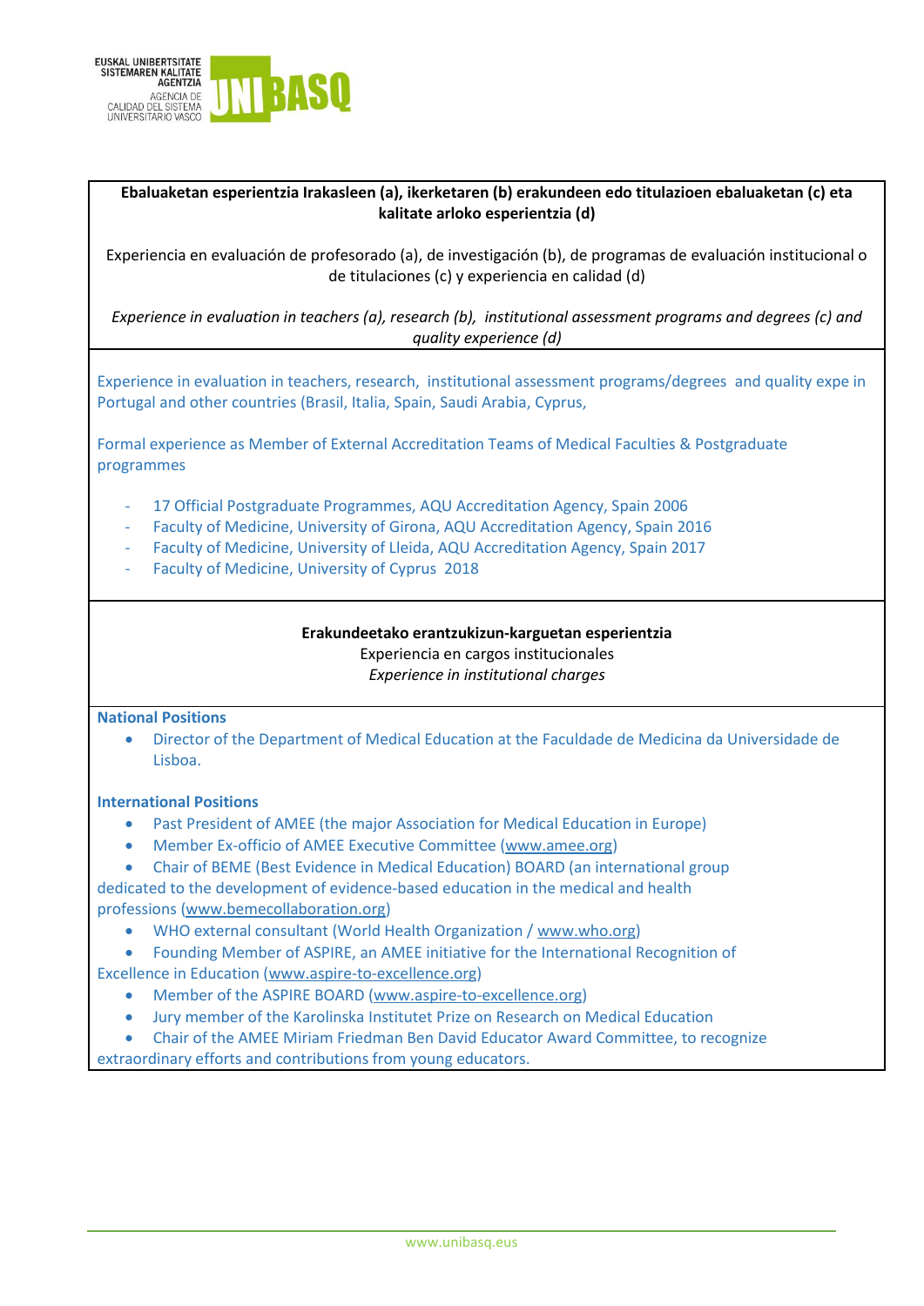**Ebaluaketan esperientzia Irakasleen (a), ikerketaren (b) erakundeen edo titulazioen ebaluaketan (c) eta kalitate arloko esperientzia (d)**

Experiencia en evaluación de profesorado (a), de investigación (b), de programas de evaluación institucional o de titulaciones (c) y experiencia en calidad (d)

*Experience in evaluation in teachers (a), research (b), institutional assessment programs and degrees (c) and quality experience (d)*

Experience in evaluation in teachers, research, institutional assessment programs/degrees and quality expe in Portugal and other countries (Brasil, Italia, Spain, Saudi Arabia, Cyprus,

Formal experience as Member of External Accreditation Teams of Medical Faculties & Postgraduate programmes

- 17 Official Postgraduate Programmes, AQU Accreditation Agency, Spain 2006
- Faculty of Medicine, University of Girona, AQU Accreditation Agency, Spain 2016
- Faculty of Medicine, University of Lleida, AQU Accreditation Agency, Spain 2017
- Faculty of Medicine, University of Cyprus 2018

**Erakundeetako erantzukizun-karguetan esperientzia**

Experiencia en cargos institucionales

*Experience in institutional charges*

**National Positions**

- Director of the Department of Medical Education at the Faculdade de Medicina da Universidade de Lisboa.

**International Positions**

- Past President of AMEE (the major Association for Medical Education in Europe)
- Member Ex-officio of AMEE Executive Committee (www.amee.org)
- Chair of BEME (Best Evidence in Medical Education) BOARD (an international group dedicated to the development of evidence-based education in the medical and health professions (www.bemecollaboration.org)
- WHO external consultant (World Health Organization / www.who.org)
- Founding Member of ASPIRE, an AMEE initiative for the International Recognition of Excellence in Education (www.aspire-to-excellence.org)
- Member of the ASPIRE BOARD (www.aspire-to-excellence.org)
- Jury member of the Karolinska Institutet Prize on Research on Medical Education
- Chair of the AMEE Miriam Friedman Ben David Educator Award Committee, to recognize extraordinary efforts and contributions from young educators.